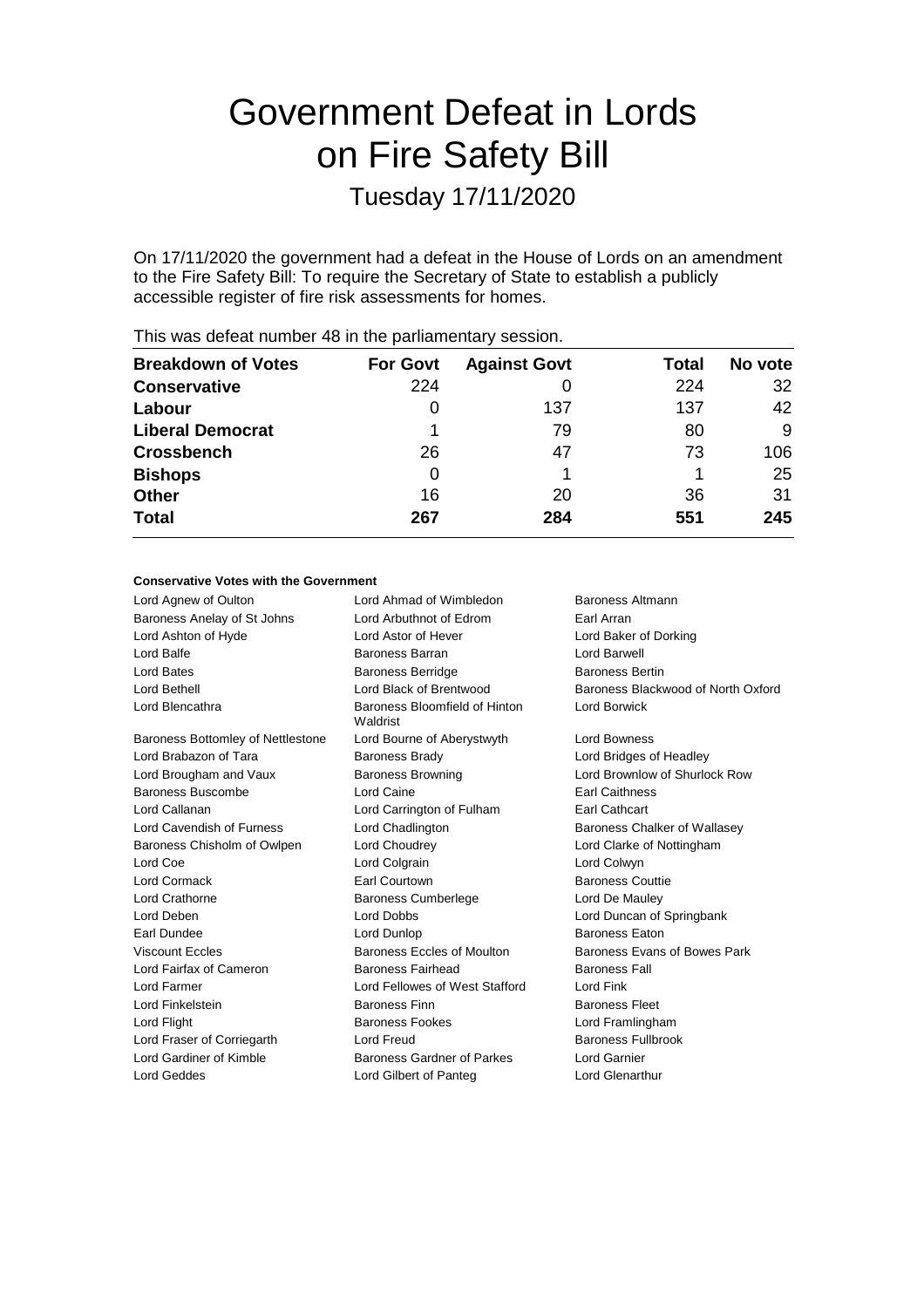# Government Defeat in Lords on Fire Safety Bill

## Tuesday 17/11/2020

On 17/11/2020 the government had a defeat in the House of Lords on an amendment to the Fire Safety Bill: To require the Secretary of State to establish a publicly accessible register of fire risk assessments for homes.

This was defeat number 48 in the parliamentary session.

| Breakdown of Votes | For Govt | Against Govt | Total | No vote |
|---|---|---|---|---|
| **Conservative** | 224 | 0 | 224 | 32 |
| **Labour** | 0 | 137 | 137 | 42 |
| **Liberal Democrat** | 1 | 79 | 80 | 9 |
| **Crossbench** | 26 | 47 | 73 | 106 |
| **Bishops** | 0 | 1 | 1 | 25 |
| **Other** | 16 | 20 | 36 | 31 |
| **Total** | **267** | **284** | **551** | **245** |

### Conservative Votes with the Government

| | | |
|---|---|---|
| Lord Agnew of Oulton | Lord Ahmad of Wimbledon | Baroness Altmann |
| Baroness Anelay of St Johns | Lord Arbuthnot of Edrom | Earl Arran |
| Lord Ashton of Hyde | Lord Astor of Hever | Lord Baker of Dorking |
| Lord Balfe | Baroness Barran | Lord Barwell |
| Lord Bates | Baroness Berridge | Baroness Bertin |
| Lord Bethell | Lord Black of Brentwood | Baroness Blackwood of North Oxford |
| Lord Blencathra | Baroness Bloomfield of Hinton Waldrist | Lord Borwick |
| Baroness Bottomley of Nettlestone | Lord Bourne of Aberystwyth | Lord Bowness |
| Lord Brabazon of Tara | Baroness Brady | Lord Bridges of Headley |
| Lord Brougham and Vaux | Baroness Browning | Lord Brownlow of Shurlock Row |
| Baroness Buscombe | Lord Caine | Earl Caithness |
| Lord Callanan | Lord Carrington of Fulham | Earl Cathcart |
| Lord Cavendish of Furness | Lord Chadlington | Baroness Chalker of Wallasey |
| Baroness Chisholm of Owlpen | Lord Choudrey | Lord Clarke of Nottingham |
| Lord Coe | Lord Colgrain | Lord Colwyn |
| Lord Cormack | Earl Courtown | Baroness Couttie |
| Lord Crathorne | Baroness Cumberlege | Lord De Mauley |
| Lord Deben | Lord Dobbs | Lord Duncan of Springbank |
| Earl Dundee | Lord Dunlop | Baroness Eaton |
| Viscount Eccles | Baroness Eccles of Moulton | Baroness Evans of Bowes Park |
| Lord Fairfax of Cameron | Baroness Fairhead | Baroness Fall |
| Lord Farmer | Lord Fellowes of West Stafford | Lord Fink |
| Lord Finkelstein | Baroness Finn | Baroness Fleet |
| Lord Flight | Baroness Fookes | Lord Framlingham |
| Lord Fraser of Corriegarth | Lord Freud | Baroness Fullbrook |
| Lord Gardiner of Kimble | Baroness Gardner of Parkes | Lord Garnier |
| Lord Geddes | Lord Gilbert of Panteg | Lord Glenarthur |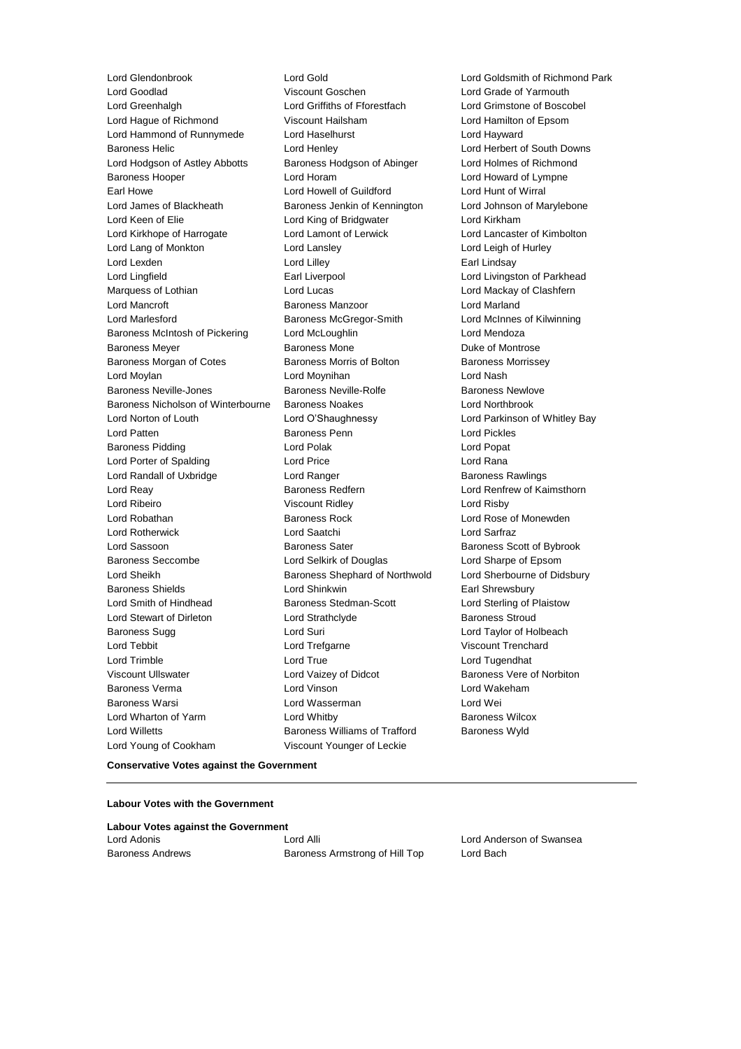Lord Glendonbrook
Lord Gold
Lord Goldsmith of Richmond Park
Lord Goodlad
Viscount Goschen
Lord Grade of Yarmouth
Lord Greenhalgh
Lord Griffiths of Fforestfach
Lord Grimstone of Boscobel
Lord Hague of Richmond
Viscount Hailsham
Lord Hamilton of Epsom
Lord Hammond of Runnymede
Lord Haselhurst
Lord Hayward
Baroness Helic
Lord Henley
Lord Herbert of South Downs
Lord Hodgson of Astley Abbotts
Baroness Hodgson of Abinger
Lord Holmes of Richmond
Baroness Hooper
Lord Horam
Lord Howard of Lympne
Earl Howe
Lord Howell of Guildford
Lord Hunt of Wirral
Lord James of Blackheath
Baroness Jenkin of Kennington
Lord Johnson of Marylebone
Lord Keen of Elie
Lord King of Bridgwater
Lord Kirkham
Lord Kirkhope of Harrogate
Lord Lamont of Lerwick
Lord Lancaster of Kimbolton
Lord Lang of Monkton
Lord Lansley
Lord Leigh of Hurley
Lord Lexden
Lord Lilley
Earl Lindsay
Lord Lingfield
Earl Liverpool
Lord Livingston of Parkhead
Marquess of Lothian
Lord Lucas
Lord Mackay of Clashfern
Lord Mancroft
Baroness Manzoor
Lord Marland
Lord Marlesford
Baroness McGregor-Smith
Lord McInnes of Kilwinning
Baroness McIntosh of Pickering
Lord McLoughlin
Lord Mendoza
Baroness Meyer
Baroness Mone
Duke of Montrose
Baroness Morgan of Cotes
Baroness Morris of Bolton
Baroness Morrissey
Lord Moylan
Lord Moynihan
Lord Nash
Baroness Neville-Jones
Baroness Neville-Rolfe
Baroness Newlove
Baroness Nicholson of Winterbourne
Baroness Noakes
Lord Northbrook
Lord Norton of Louth
Lord O'Shaughnessy
Lord Parkinson of Whitley Bay
Lord Patten
Baroness Penn
Lord Pickles
Baroness Pidding
Lord Polak
Lord Popat
Lord Porter of Spalding
Lord Price
Lord Rana
Lord Randall of Uxbridge
Lord Ranger
Baroness Rawlings
Lord Reay
Baroness Redfern
Lord Renfrew of Kaimsthorn
Lord Ribeiro
Viscount Ridley
Lord Risby
Lord Robathan
Baroness Rock
Lord Rose of Monewden
Lord Rotherwick
Lord Saatchi
Lord Sarfraz
Lord Sassoon
Baroness Sater
Baroness Scott of Bybrook
Baroness Seccombe
Lord Selkirk of Douglas
Lord Sharpe of Epsom
Lord Sheikh
Baroness Shephard of Northwold
Lord Sherbourne of Didsbury
Baroness Shields
Lord Shinkwin
Earl Shrewsbury
Lord Smith of Hindhead
Baroness Stedman-Scott
Lord Sterling of Plaistow
Lord Stewart of Dirleton
Lord Strathclyde
Baroness Stroud
Baroness Sugg
Lord Suri
Lord Taylor of Holbeach
Lord Tebbit
Lord Trefgarne
Viscount Trenchard
Lord Trimble
Lord True
Lord Tugendhat
Viscount Ullswater
Lord Vaizey of Didcot
Baroness Vere of Norbiton
Baroness Verma
Lord Vinson
Lord Wakeham
Baroness Warsi
Lord Wasserman
Lord Wei
Lord Wharton of Yarm
Lord Whitby
Baroness Wilcox
Lord Willetts
Baroness Williams of Trafford
Baroness Wyld
Lord Young of Cookham
Viscount Younger of Leckie

**Conservative Votes against the Government**

---

**Labour Votes with the Government**

**Labour Votes against the Government**

Lord Adonis
Lord Alli
Lord Anderson of Swansea
Baroness Andrews
Baroness Armstrong of Hill Top
Lord Bach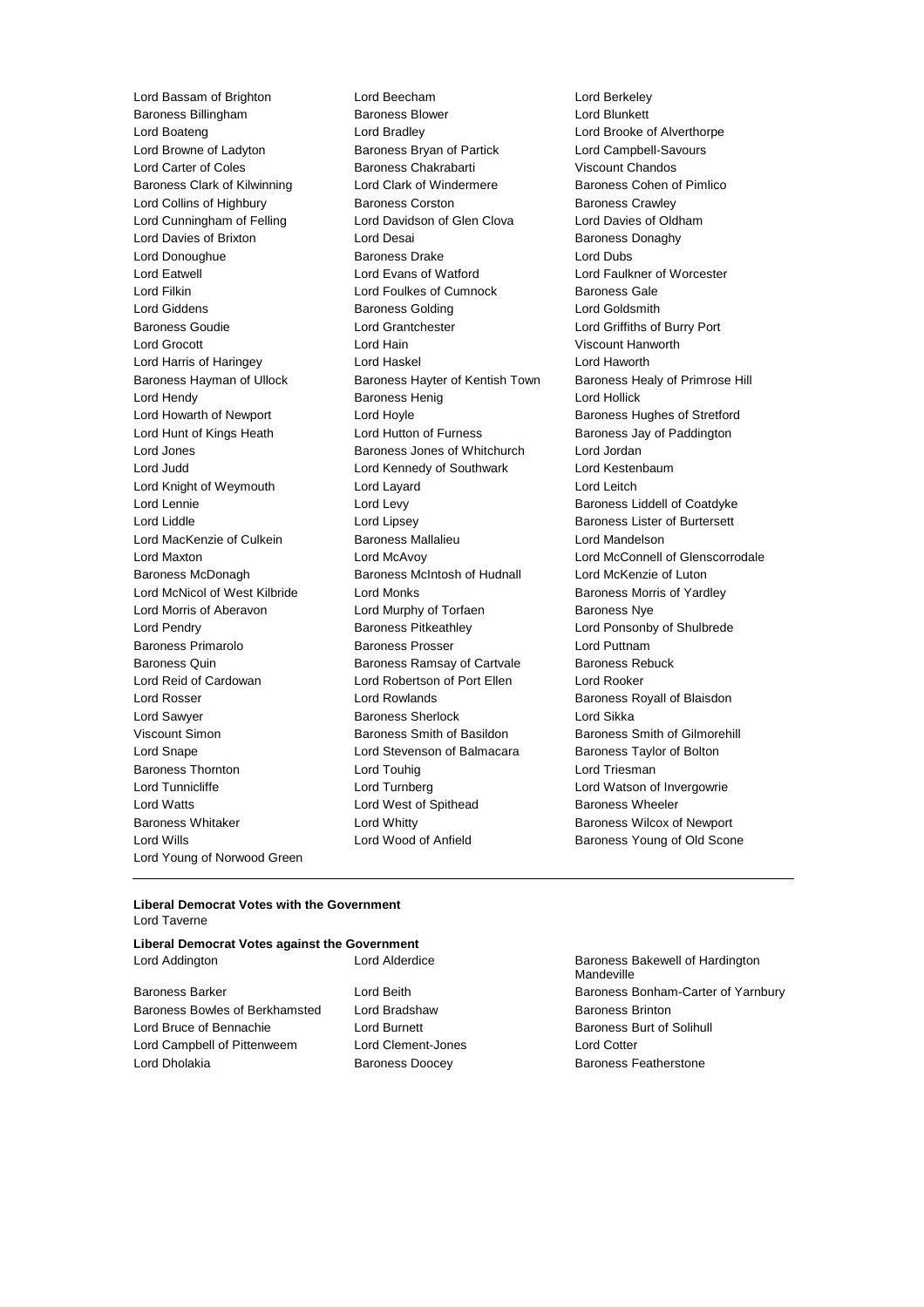Lord Bassam of Brighton
Lord Beecham
Lord Berkeley
Baroness Billingham
Baroness Blower
Lord Blunkett
Lord Boateng
Lord Bradley
Lord Brooke of Alverthorpe
Lord Browne of Ladyton
Baroness Bryan of Partick
Lord Campbell-Savours
Lord Carter of Coles
Baroness Chakrabarti
Viscount Chandos
Baroness Clark of Kilwinning
Lord Clark of Windermere
Baroness Cohen of Pimlico
Lord Collins of Highbury
Baroness Corston
Baroness Crawley
Lord Cunningham of Felling
Lord Davidson of Glen Clova
Lord Davies of Oldham
Lord Davies of Brixton
Lord Desai
Baroness Donaghy
Lord Donoughue
Baroness Drake
Lord Dubs
Lord Eatwell
Lord Evans of Watford
Lord Faulkner of Worcester
Lord Filkin
Lord Foulkes of Cumnock
Baroness Gale
Lord Giddens
Baroness Golding
Lord Goldsmith
Baroness Goudie
Lord Grantchester
Lord Griffiths of Burry Port
Lord Grocott
Lord Hain
Viscount Hanworth
Lord Harris of Haringey
Lord Haskel
Lord Haworth
Baroness Hayman of Ullock
Baroness Hayter of Kentish Town
Baroness Healy of Primrose Hill
Lord Hendy
Baroness Henig
Lord Hollick
Lord Howarth of Newport
Lord Hoyle
Baroness Hughes of Stretford
Lord Hunt of Kings Heath
Lord Hutton of Furness
Baroness Jay of Paddington
Lord Jones
Baroness Jones of Whitchurch
Lord Jordan
Lord Judd
Lord Kennedy of Southwark
Lord Kestenbaum
Lord Knight of Weymouth
Lord Layard
Lord Leitch
Lord Lennie
Lord Levy
Baroness Liddell of Coatdyke
Lord Liddle
Lord Lipsey
Baroness Lister of Burtersett
Lord MacKenzie of Culkein
Baroness Mallalieu
Lord Mandelson
Lord Maxton
Lord McAvoy
Lord McConnell of Glenscorrodale
Baroness McDonagh
Baroness McIntosh of Hudnall
Lord McKenzie of Luton
Lord McNicol of West Kilbride
Lord Monks
Baroness Morris of Yardley
Lord Morris of Aberavon
Lord Murphy of Torfaen
Baroness Nye
Lord Pendry
Baroness Pitkeathley
Lord Ponsonby of Shulbrede
Baroness Primarolo
Baroness Prosser
Lord Puttnam
Baroness Quin
Baroness Ramsay of Cartvale
Baroness Rebuck
Lord Reid of Cardowan
Lord Robertson of Port Ellen
Lord Rooker
Lord Rosser
Lord Rowlands
Baroness Royall of Blaisdon
Lord Sawyer
Baroness Sherlock
Lord Sikka
Viscount Simon
Baroness Smith of Basildon
Baroness Smith of Gilmorehill
Lord Snape
Lord Stevenson of Balmacara
Baroness Taylor of Bolton
Baroness Thornton
Lord Touhig
Lord Triesman
Lord Tunnicliffe
Lord Turnberg
Lord Watson of Invergowrie
Lord Watts
Lord West of Spithead
Baroness Wheeler
Baroness Whitaker
Lord Whitty
Baroness Wilcox of Newport
Lord Wills
Lord Wood of Anfield
Baroness Young of Old Scone
Lord Young of Norwood Green

---

**Liberal Democrat Votes with the Government**

Lord Taverne

**Liberal Democrat Votes against the Government**

Lord Addington
Lord Alderdice
Baroness Bakewell of Hardington Mandeville
Baroness Barker
Lord Beith
Baroness Bonham-Carter of Yarnbury
Baroness Bowles of Berkhamsted
Lord Bradshaw
Baroness Brinton
Lord Bruce of Bennachie
Lord Burnett
Baroness Burt of Solihull
Lord Campbell of Pittenweem
Lord Clement-Jones
Lord Cotter
Lord Dholakia
Baroness Doocey
Baroness Featherstone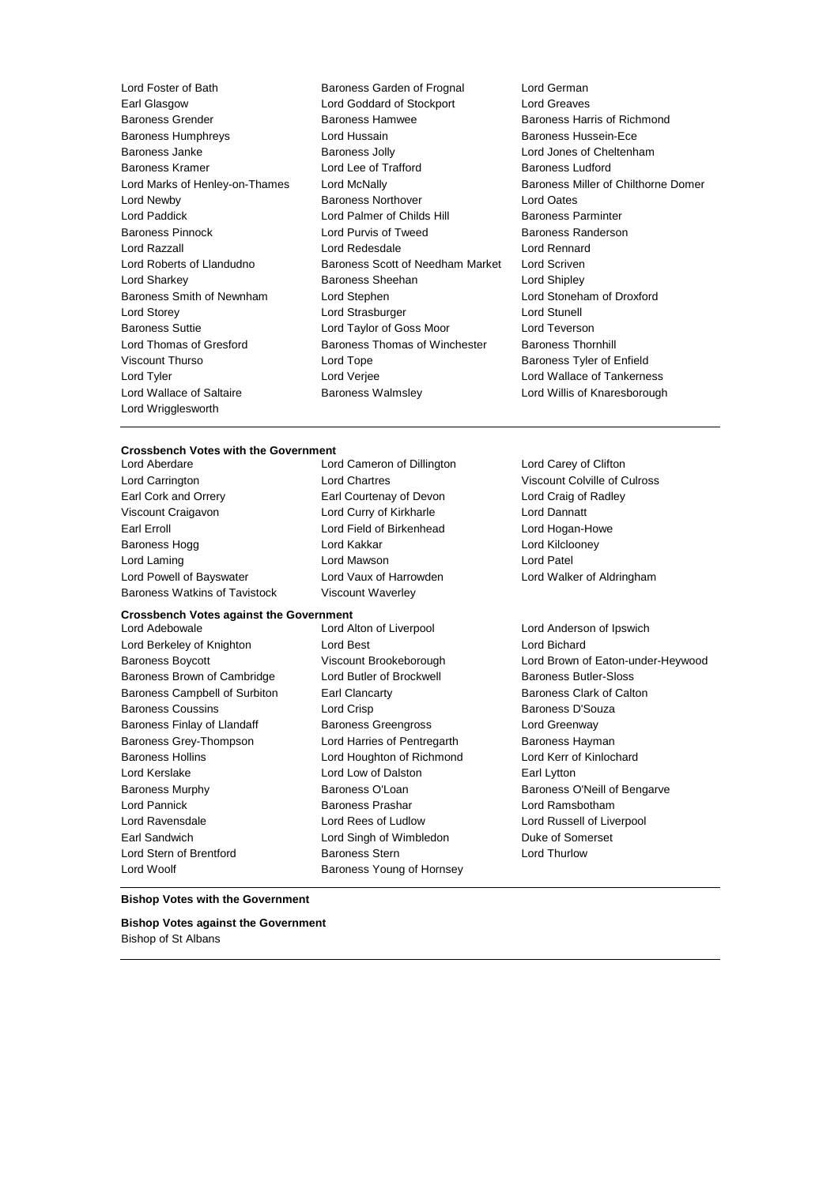Lord Foster of Bath, Baroness Garden of Frognal, Lord German, Earl Glasgow, Lord Goddard of Stockport, Lord Greaves, Baroness Grender, Baroness Hamwee, Baroness Harris of Richmond, Baroness Humphreys, Lord Hussain, Baroness Hussein-Ece, Baroness Janke, Baroness Jolly, Lord Jones of Cheltenham, Baroness Kramer, Lord Lee of Trafford, Baroness Ludford, Lord Marks of Henley-on-Thames, Lord McNally, Baroness Miller of Chilthorne Domer, Lord Newby, Baroness Northover, Lord Oates, Lord Paddick, Lord Palmer of Childs Hill, Baroness Parminter, Baroness Pinnock, Lord Purvis of Tweed, Baroness Randerson, Lord Razzall, Lord Redesdale, Lord Rennard, Lord Roberts of Llandudno, Baroness Scott of Needham Market, Lord Scriven, Lord Sharkey, Baroness Sheehan, Lord Shipley, Baroness Smith of Newnham, Lord Stephen, Lord Stoneham of Droxford, Lord Storey, Lord Strasburger, Lord Stunell, Baroness Suttie, Lord Taylor of Goss Moor, Lord Teverson, Lord Thomas of Gresford, Baroness Thomas of Winchester, Baroness Thornhill, Viscount Thurso, Lord Tope, Baroness Tyler of Enfield, Lord Tyler, Lord Verjee, Lord Wallace of Tankerness, Lord Wallace of Saltaire, Baroness Walmsley, Lord Willis of Knaresborough, Lord Wrigglesworth

**Crossbench Votes with the Government**

Lord Aberdare, Lord Cameron of Dillington, Lord Carey of Clifton, Lord Carrington, Lord Chartres, Viscount Colville of Culross, Earl Cork and Orrery, Earl Courtenay of Devon, Lord Craig of Radley, Viscount Craigavon, Lord Curry of Kirkharle, Lord Dannatt, Earl Erroll, Lord Field of Birkenhead, Lord Hogan-Howe, Baroness Hogg, Lord Kakkar, Lord Kilclooney, Lord Laming, Lord Mawson, Lord Patel, Lord Powell of Bayswater, Lord Vaux of Harrowden, Lord Walker of Aldringham, Baroness Watkins of Tavistock, Viscount Waverley

**Crossbench Votes against the Government**

Lord Adebowale, Lord Alton of Liverpool, Lord Anderson of Ipswich, Lord Berkeley of Knighton, Lord Best, Lord Bichard, Baroness Boycott, Viscount Brookeborough, Lord Brown of Eaton-under-Heywood, Baroness Brown of Cambridge, Lord Butler of Brockwell, Baroness Butler-Sloss, Baroness Campbell of Surbiton, Earl Clancarty, Baroness Clark of Calton, Baroness Coussins, Lord Crisp, Baroness D'Souza, Baroness Finlay of Llandaff, Baroness Greengross, Lord Greenway, Baroness Grey-Thompson, Lord Harries of Pentregarth, Baroness Hayman, Baroness Hollins, Lord Houghton of Richmond, Lord Kerr of Kinlochard, Lord Kerslake, Lord Low of Dalston, Earl Lytton, Baroness Murphy, Baroness O'Loan, Baroness O'Neill of Bengarve, Lord Pannick, Baroness Prashar, Lord Ramsbotham, Lord Ravensdale, Lord Rees of Ludlow, Lord Russell of Liverpool, Earl Sandwich, Lord Singh of Wimbledon, Duke of Somerset, Lord Stern of Brentford, Baroness Stern, Lord Thurlow, Lord Woolf, Baroness Young of Hornsey

**Bishop Votes with the Government**

**Bishop Votes against the Government**

Bishop of St Albans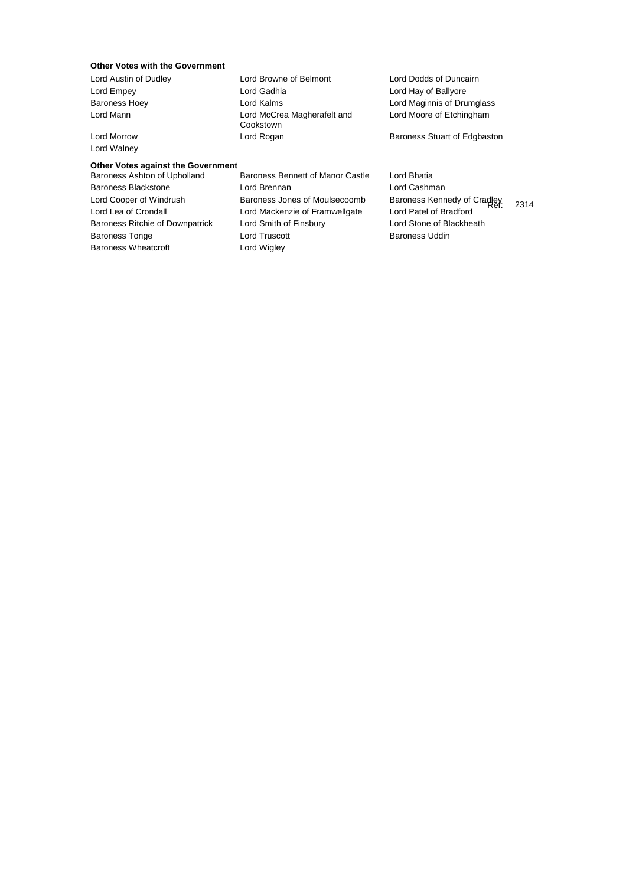**Other Votes with the Government**

Lord Austin of Dudley
Lord Browne of Belmont
Lord Dodds of Duncairn
Lord Empey
Lord Gadhia
Lord Hay of Ballyore
Baroness Hoey
Lord Kalms
Lord Maginnis of Drumglass
Lord Mann
Lord McCrea Magherafelt and Cookstown
Lord Moore of Etchingham
Lord Morrow
Lord Rogan
Baroness Stuart of Edgbaston
Lord Walney

**Other Votes against the Government**

Baroness Ashton of Upholland
Baroness Bennett of Manor Castle
Lord Bhatia
Baroness Blackstone
Lord Brennan
Lord Cashman
Lord Cooper of Windrush
Baroness Jones of Moulsecoomb
Baroness Kennedy of Cradley
Lord Lea of Crondall
Lord Mackenzie of Framwellgate
Lord Patel of Bradford
Baroness Ritchie of Downpatrick
Lord Smith of Finsbury
Lord Stone of Blackheath
Baroness Tonge
Lord Truscott
Baroness Uddin
Baroness Wheatcroft
Lord Wigley

Ref: 2314